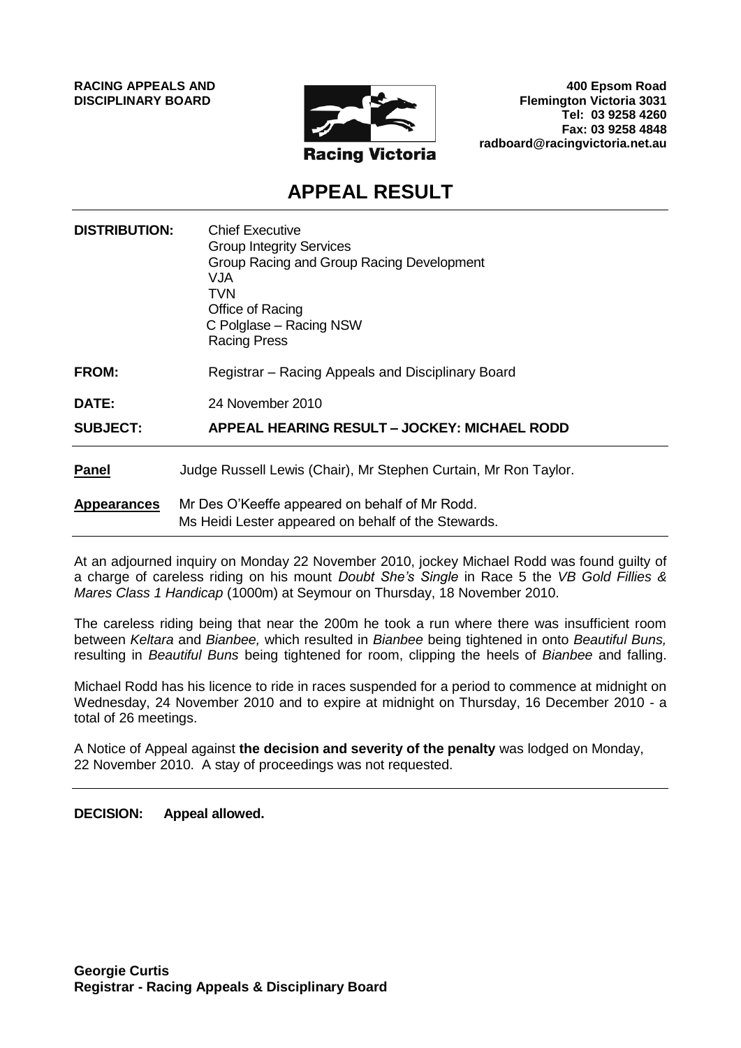**RACING APPEALS AND DISCIPLINARY BOARD**

Racing Victoria

**400 Epsom Road**
**Flemington Victoria 3031**
**Tel: 03 9258 4260**
**Fax: 03 9258 4848**
**radboard@racingvictoria.net.au**

# APPEAL RESULT

**DISTRIBUTION:** Chief Executive
Group Integrity Services
Group Racing and Group Racing Development
VJA
TVN
Office of Racing
C Polglase – Racing NSW
Racing Press

**FROM:** Registrar – Racing Appeals and Disciplinary Board

**DATE:** 24 November 2010

**SUBJECT:** **APPEAL HEARING RESULT – JOCKEY: MICHAEL RODD**

**Panel** Judge Russell Lewis (Chair), Mr Stephen Curtain, Mr Ron Taylor.

**Appearances** Mr Des O'Keeffe appeared on behalf of Mr Rodd.
Ms Heidi Lester appeared on behalf of the Stewards.

At an adjourned inquiry on Monday 22 November 2010, jockey Michael Rodd was found guilty of a charge of careless riding on his mount *Doubt She's Single* in Race 5 the *VB Gold Fillies & Mares Class 1 Handicap* (1000m) at Seymour on Thursday, 18 November 2010.

The careless riding being that near the 200m he took a run where there was insufficient room between *Keltara* and *Bianbee,* which resulted in *Bianbee* being tightened in onto *Beautiful Buns,* resulting in *Beautiful Buns* being tightened for room, clipping the heels of *Bianbee* and falling.

Michael Rodd has his licence to ride in races suspended for a period to commence at midnight on Wednesday, 24 November 2010 and to expire at midnight on Thursday, 16 December 2010 - a total of 26 meetings.

A Notice of Appeal against **the decision and severity of the penalty** was lodged on Monday, 22 November 2010. A stay of proceedings was not requested.

**DECISION: Appeal allowed.**

**Georgie Curtis**
**Registrar - Racing Appeals & Disciplinary Board**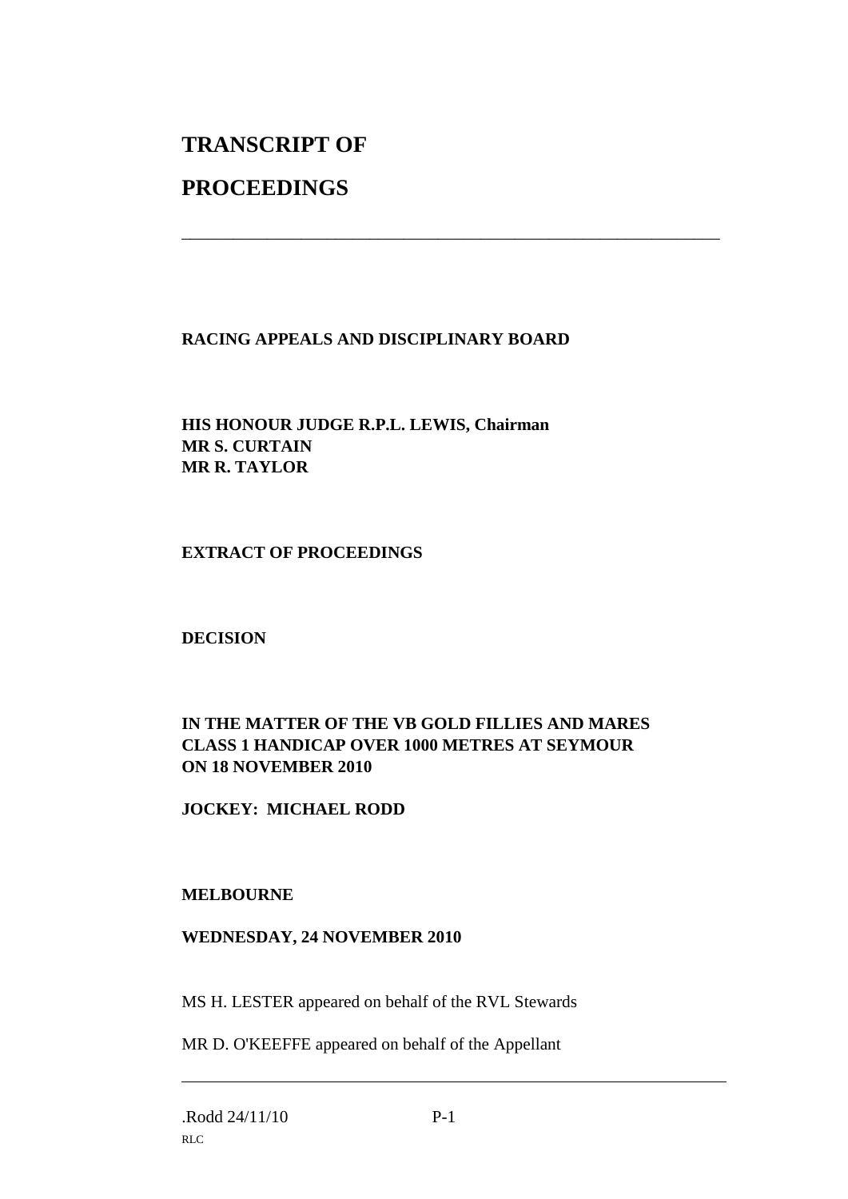# TRANSCRIPT OF

# PROCEEDINGS

---

**RACING APPEALS AND DISCIPLINARY BOARD**

**HIS HONOUR JUDGE R.P.L. LEWIS, Chairman**
**MR S. CURTAIN**
**MR R. TAYLOR**

**EXTRACT OF PROCEEDINGS**

**DECISION**

**IN THE MATTER OF THE VB GOLD FILLIES AND MARES CLASS 1 HANDICAP OVER 1000 METRES AT SEYMOUR ON 18 NOVEMBER 2010**

**JOCKEY: MICHAEL RODD**

**MELBOURNE**

**WEDNESDAY, 24 NOVEMBER 2010**

MS H. LESTER appeared on behalf of the RVL Stewards

MR D. O'KEEFFE appeared on behalf of the Appellant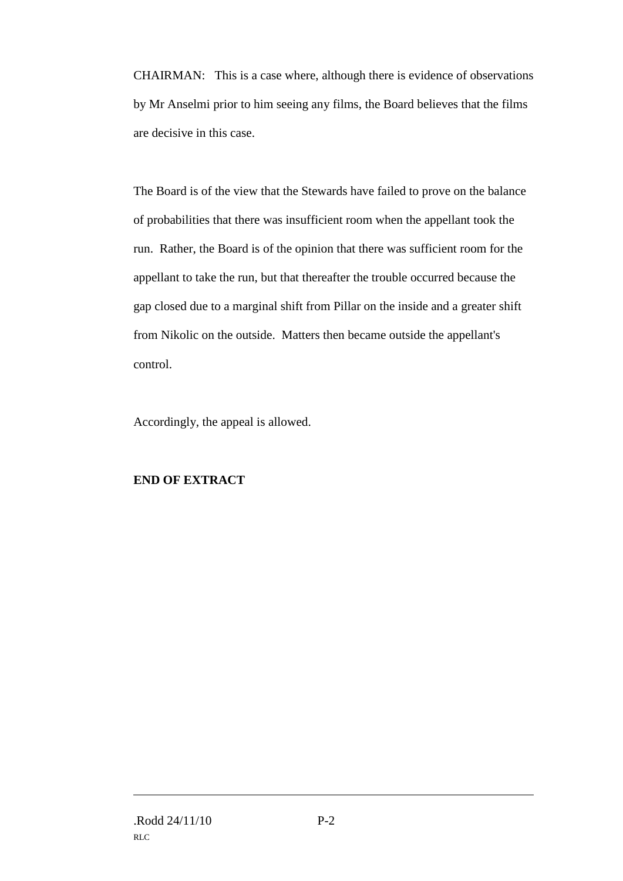CHAIRMAN: This is a case where, although there is evidence of observations by Mr Anselmi prior to him seeing any films, the Board believes that the films are decisive in this case.

The Board is of the view that the Stewards have failed to prove on the balance of probabilities that there was insufficient room when the appellant took the run. Rather, the Board is of the opinion that there was sufficient room for the appellant to take the run, but that thereafter the trouble occurred because the gap closed due to a marginal shift from Pillar on the inside and a greater shift from Nikolic on the outside. Matters then became outside the appellant's control.

Accordingly, the appeal is allowed.

**END OF EXTRACT**